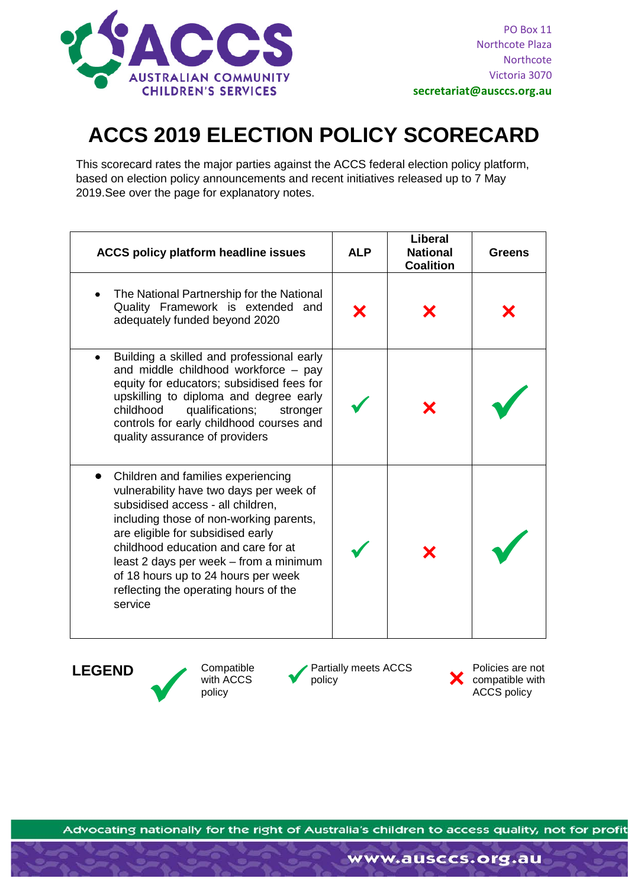PO Box 11
Northcote Plaza
Northcote
Victoria 3070
**secretariat@ausccs.org.au**

# ACCS 2019 ELECTION POLICY SCORECARD

This scorecard rates the major parties against the ACCS federal election policy platform, based on election policy announcements and recent initiatives released up to 7 May 2019.See over the page for explanatory notes.

| ACCS policy platform headline issues | ALP | Liberal National Coalition | Greens |
|---|---|---|---|
| • The National Partnership for the National Quality Framework is extended and adequately funded beyond 2020 | ✗ | ✗ | ✗ |
| • Building a skilled and professional early and middle childhood workforce – pay equity for educators; subsidised fees for upskilling to diploma and degree early childhood qualifications; stronger controls for early childhood courses and quality assurance of providers | ✓ (partially) | ✗ | ✓ |
| • Children and families experiencing vulnerability have two days per week of subsidised access - all children, including those of non-working parents, are eligible for subsidised early childhood education and care for at least 2 days per week – from a minimum of 18 hours up to 24 hours per week reflecting the operating hours of the service | ✓ (partially) | ✗ | ✓ |

**LEGEND**

- ✓ Compatible with ACCS policy
- ✓ (small) Partially meets ACCS policy
- ✗ Policies are not compatible with ACCS policy

Advocating nationally for the right of Australia's children to access quality, not for profit

www.ausccs.org.au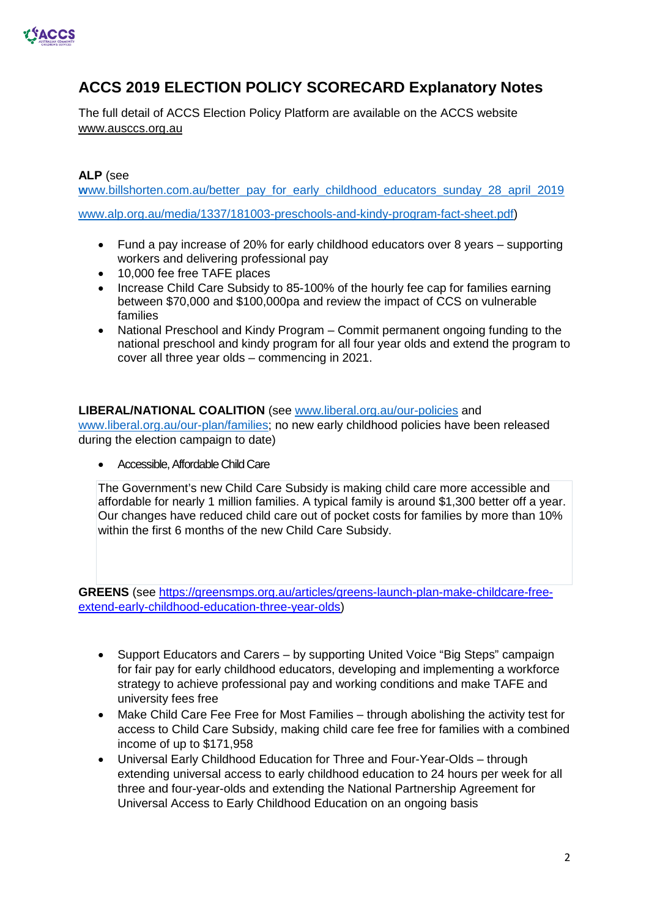## ACCS 2019 ELECTION POLICY SCORECARD Explanatory Notes

The full detail of ACCS Election Policy Platform are available on the ACCS website www.ausccs.org.au

**ALP** (see www.billshorten.com.au/better_pay_for_early_childhood_educators_sunday_28_april_2019

www.alp.org.au/media/1337/181003-preschools-and-kindy-program-fact-sheet.pdf)

- Fund a pay increase of 20% for early childhood educators over 8 years – supporting workers and delivering professional pay
- 10,000 fee free TAFE places
- Increase Child Care Subsidy to 85-100% of the hourly fee cap for families earning between $70,000 and $100,000pa and review the impact of CCS on vulnerable families
- National Preschool and Kindy Program – Commit permanent ongoing funding to the national preschool and kindy program for all four year olds and extend the program to cover all three year olds – commencing in 2021.

**LIBERAL/NATIONAL COALITION** (see www.liberal.org.au/our-policies and www.liberal.org.au/our-plan/families; no new early childhood policies have been released during the election campaign to date)

- Accessible, Affordable Child Care

The Government's new Child Care Subsidy is making child care more accessible and affordable for nearly 1 million families. A typical family is around $1,300 better off a year. Our changes have reduced child care out of pocket costs for families by more than 10% within the first 6 months of the new Child Care Subsidy.

**GREENS** (see https://greensmps.org.au/articles/greens-launch-plan-make-childcare-free-extend-early-childhood-education-three-year-olds)

- Support Educators and Carers – by supporting United Voice "Big Steps" campaign for fair pay for early childhood educators, developing and implementing a workforce strategy to achieve professional pay and working conditions and make TAFE and university fees free
- Make Child Care Fee Free for Most Families – through abolishing the activity test for access to Child Care Subsidy, making child care fee free for families with a combined income of up to $171,958
- Universal Early Childhood Education for Three and Four-Year-Olds – through extending universal access to early childhood education to 24 hours per week for all three and four-year-olds and extending the National Partnership Agreement for Universal Access to Early Childhood Education on an ongoing basis